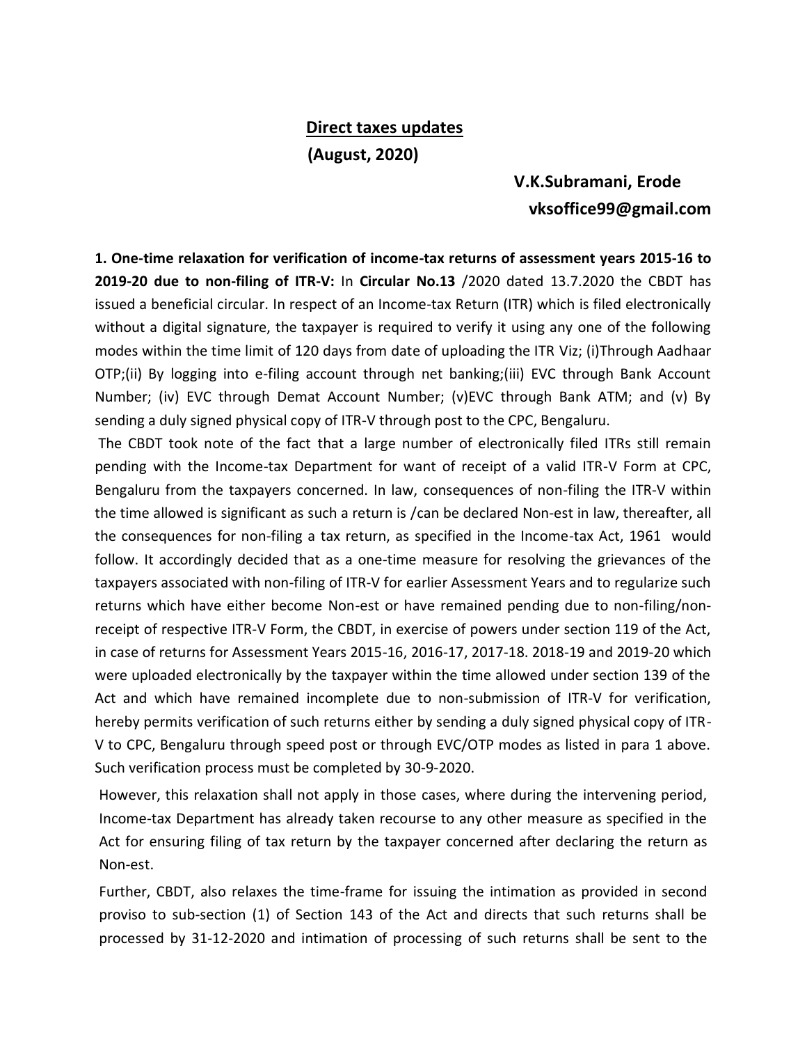**Direct taxes updates**

**(August, 2020)**

**V.K.Subramani, Erode**
**vksoffice99@gmail.com**

**1. One-time relaxation for verification of income-tax returns of assessment years 2015-16 to 2019-20 due to non-filing of ITR-V:** In **Circular No.13** /2020 dated 13.7.2020 the CBDT has issued a beneficial circular. In respect of an Income-tax Return (ITR) which is filed electronically without a digital signature, the taxpayer is required to verify it using any one of the following modes within the time limit of 120 days from date of uploading the ITR Viz; (i)Through Aadhaar OTP;(ii) By logging into e-filing account through net banking;(iii) EVC through Bank Account Number; (iv) EVC through Demat Account Number; (v)EVC through Bank ATM; and (v) By sending a duly signed physical copy of ITR-V through post to the CPC, Bengaluru.

The CBDT took note of the fact that a large number of electronically filed ITRs still remain pending with the Income-tax Department for want of receipt of a valid ITR-V Form at CPC, Bengaluru from the taxpayers concerned. In law, consequences of non-filing the ITR-V within the time allowed is significant as such a return is /can be declared Non-est in law, thereafter, all the consequences for non-filing a tax return, as specified in the Income-tax Act, 1961 would follow. It accordingly decided that as a one-time measure for resolving the grievances of the taxpayers associated with non-filing of ITR-V for earlier Assessment Years and to regularize such returns which have either become Non-est or have remained pending due to non-filing/non-receipt of respective ITR-V Form, the CBDT, in exercise of powers under section 119 of the Act, in case of returns for Assessment Years 2015-16, 2016-17, 2017-18. 2018-19 and 2019-20 which were uploaded electronically by the taxpayer within the time allowed under section 139 of the Act and which have remained incomplete due to non-submission of ITR-V for verification, hereby permits verification of such returns either by sending a duly signed physical copy of ITR-V to CPC, Bengaluru through speed post or through EVC/OTP modes as listed in para 1 above. Such verification process must be completed by 30-9-2020.

However, this relaxation shall not apply in those cases, where during the intervening period, Income-tax Department has already taken recourse to any other measure as specified in the Act for ensuring filing of tax return by the taxpayer concerned after declaring the return as Non-est.

Further, CBDT, also relaxes the time-frame for issuing the intimation as provided in second proviso to sub-section (1) of Section 143 of the Act and directs that such returns shall be processed by 31-12-2020 and intimation of processing of such returns shall be sent to the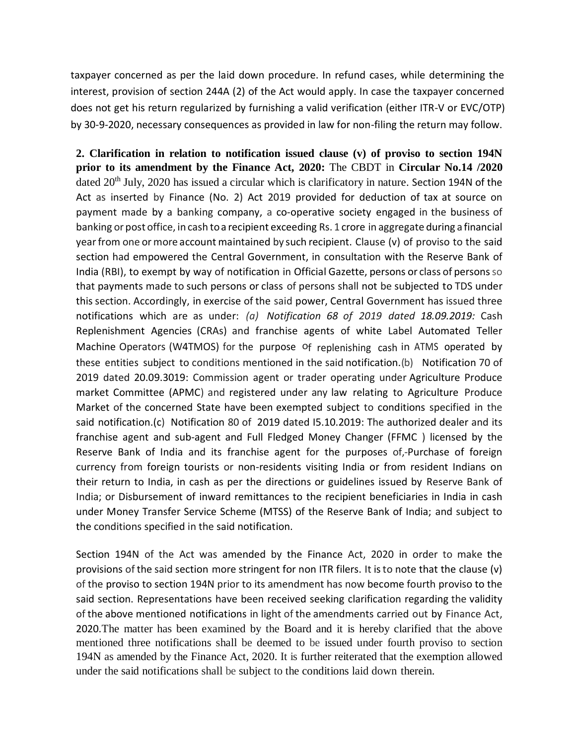taxpayer concerned as per the laid down procedure. In refund cases, while determining the interest, provision of section 244A (2) of the Act would apply. In case the taxpayer concerned does not get his return regularized by furnishing a valid verification (either ITR-V or EVC/OTP) by 30-9-2020, necessary consequences as provided in law for non-filing the return may follow.

**2. Clarification in relation to notification issued clause (v) of proviso to section 194N prior to its amendment by the Finance Act, 2020:** The CBDT in **Circular No.14 /2020** dated 20th July, 2020 has issued a circular which is clarificatory in nature. Section 194N of the Act as inserted by Finance (No. 2) Act 2019 provided for deduction of tax at source on payment made by a banking company, a co-operative society engaged in the business of banking or post office, in cash to a recipient exceeding Rs. 1 crore in aggregate during a financial year from one or more account maintained by such recipient. Clause (v) of proviso to the said section had empowered the Central Government, in consultation with the Reserve Bank of India (RBI), to exempt by way of notification in Official Gazette, persons or class of persons so that payments made to such persons or class of persons shall not be subjected to TDS under this section. Accordingly, in exercise of the said power, Central Government has issued three notifications which are as under: *(a) Notification 68 of 2019 dated 18.09.2019:* Cash Replenishment Agencies (CRAs) and franchise agents of white Label Automated Teller Machine Operators (W4TMOS) for the purpose of replenishing cash in ATMS operated by these entities subject to conditions mentioned in the said notification.(b) Notification 70 of 2019 dated 20.09.3019: Commission agent or trader operating under Agriculture Produce market Committee (APMC) and registered under any law relating to Agriculture Produce Market of the concerned State have been exempted subject to conditions specified in the said notification.(c) Notification 80 of 2019 dated I5.10.2019: The authorized dealer and its franchise agent and sub-agent and Full Fledged Money Changer (FFMC ) licensed by the Reserve Bank of India and its franchise agent for the purposes of,-Purchase of foreign currency from foreign tourists or non-residents visiting India or from resident Indians on their return to India, in cash as per the directions or guidelines issued by Reserve Bank of India; or Disbursement of inward remittances to the recipient beneficiaries in India in cash under Money Transfer Service Scheme (MTSS) of the Reserve Bank of India; and subject to the conditions specified in the said notification.

Section 194N of the Act was amended by the Finance Act, 2020 in order to make the provisions of the said section more stringent for non ITR filers. It is to note that the clause (v) of the proviso to section 194N prior to its amendment has now become fourth proviso to the said section. Representations have been received seeking clarification regarding the validity of the above mentioned notifications in light of the amendments carried out by Finance Act, 2020.The matter has been examined by the Board and it is hereby clarified that the above mentioned three notifications shall be deemed to be issued under fourth proviso to section 194N as amended by the Finance Act, 2020. It is further reiterated that the exemption allowed under the said notifications shall be subject to the conditions laid down therein.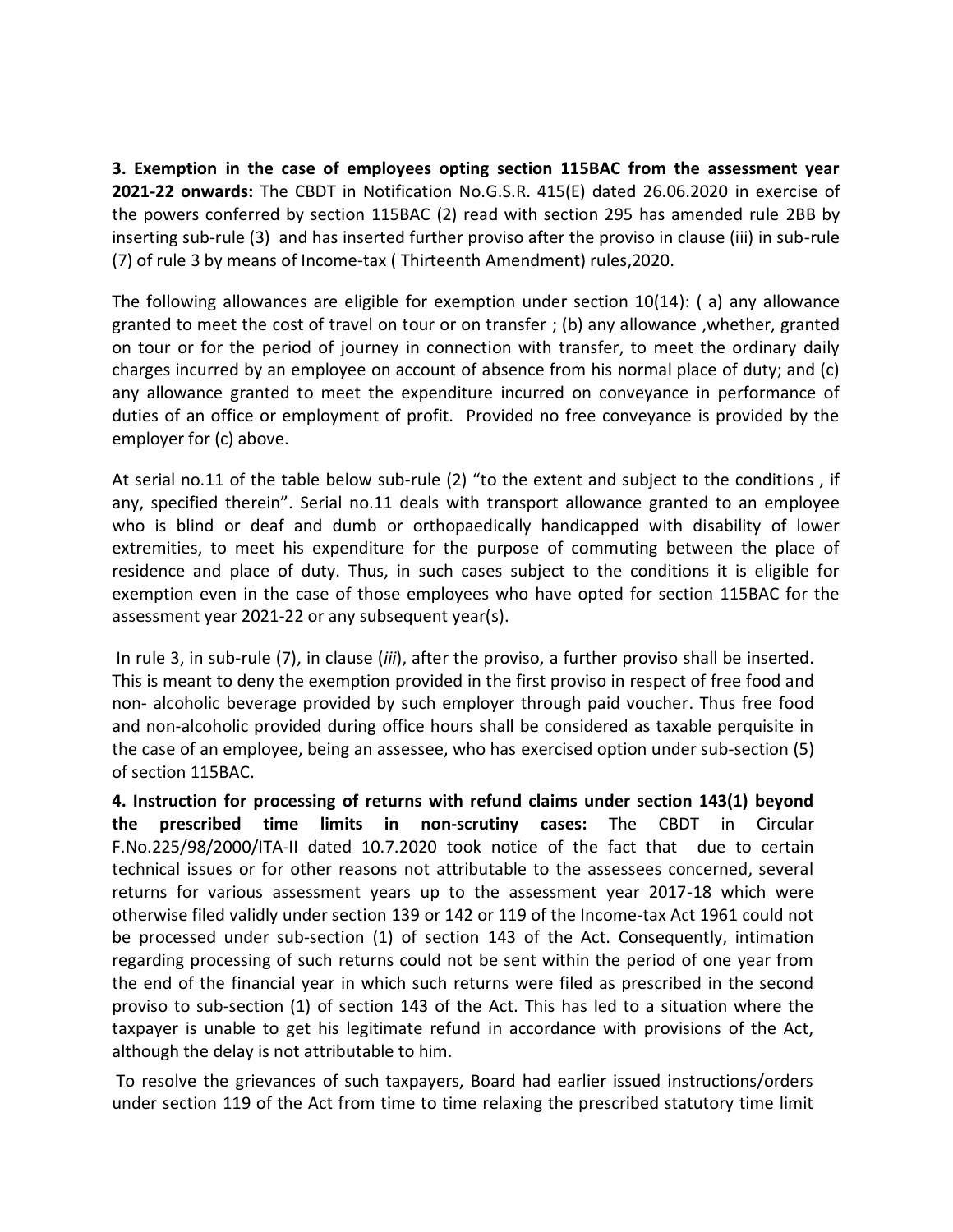**3. Exemption in the case of employees opting section 115BAC from the assessment year 2021-22 onwards:** The CBDT in Notification No.G.S.R. 415(E) dated 26.06.2020 in exercise of the powers conferred by section 115BAC (2) read with section 295 has amended rule 2BB by inserting sub-rule (3) and has inserted further proviso after the proviso in clause (iii) in sub-rule (7) of rule 3 by means of Income-tax ( Thirteenth Amendment) rules,2020.

The following allowances are eligible for exemption under section 10(14): ( a) any allowance granted to meet the cost of travel on tour or on transfer ; (b) any allowance ,whether, granted on tour or for the period of journey in connection with transfer, to meet the ordinary daily charges incurred by an employee on account of absence from his normal place of duty; and (c) any allowance granted to meet the expenditure incurred on conveyance in performance of duties of an office or employment of profit. Provided no free conveyance is provided by the employer for (c) above.

At serial no.11 of the table below sub-rule (2) "to the extent and subject to the conditions , if any, specified therein". Serial no.11 deals with transport allowance granted to an employee who is blind or deaf and dumb or orthopaedically handicapped with disability of lower extremities, to meet his expenditure for the purpose of commuting between the place of residence and place of duty. Thus, in such cases subject to the conditions it is eligible for exemption even in the case of those employees who have opted for section 115BAC for the assessment year 2021-22 or any subsequent year(s).

In rule 3, in sub-rule (7), in clause (*iii*), after the proviso, a further proviso shall be inserted. This is meant to deny the exemption provided in the first proviso in respect of free food and non- alcoholic beverage provided by such employer through paid voucher. Thus free food and non-alcoholic provided during office hours shall be considered as taxable perquisite in the case of an employee, being an assessee, who has exercised option under sub-section (5) of section 115BAC.

**4. Instruction for processing of returns with refund claims under section 143(1) beyond the prescribed time limits in non-scrutiny cases:** The CBDT in Circular F.No.225/98/2000/ITA-II dated 10.7.2020 took notice of the fact that due to certain technical issues or for other reasons not attributable to the assessees concerned, several returns for various assessment years up to the assessment year 2017-18 which were otherwise filed validly under section 139 or 142 or 119 of the Income-tax Act 1961 could not be processed under sub-section (1) of section 143 of the Act. Consequently, intimation regarding processing of such returns could not be sent within the period of one year from the end of the financial year in which such returns were filed as prescribed in the second proviso to sub-section (1) of section 143 of the Act. This has led to a situation where the taxpayer is unable to get his legitimate refund in accordance with provisions of the Act, although the delay is not attributable to him.

To resolve the grievances of such taxpayers, Board had earlier issued instructions/orders under section 119 of the Act from time to time relaxing the prescribed statutory time limit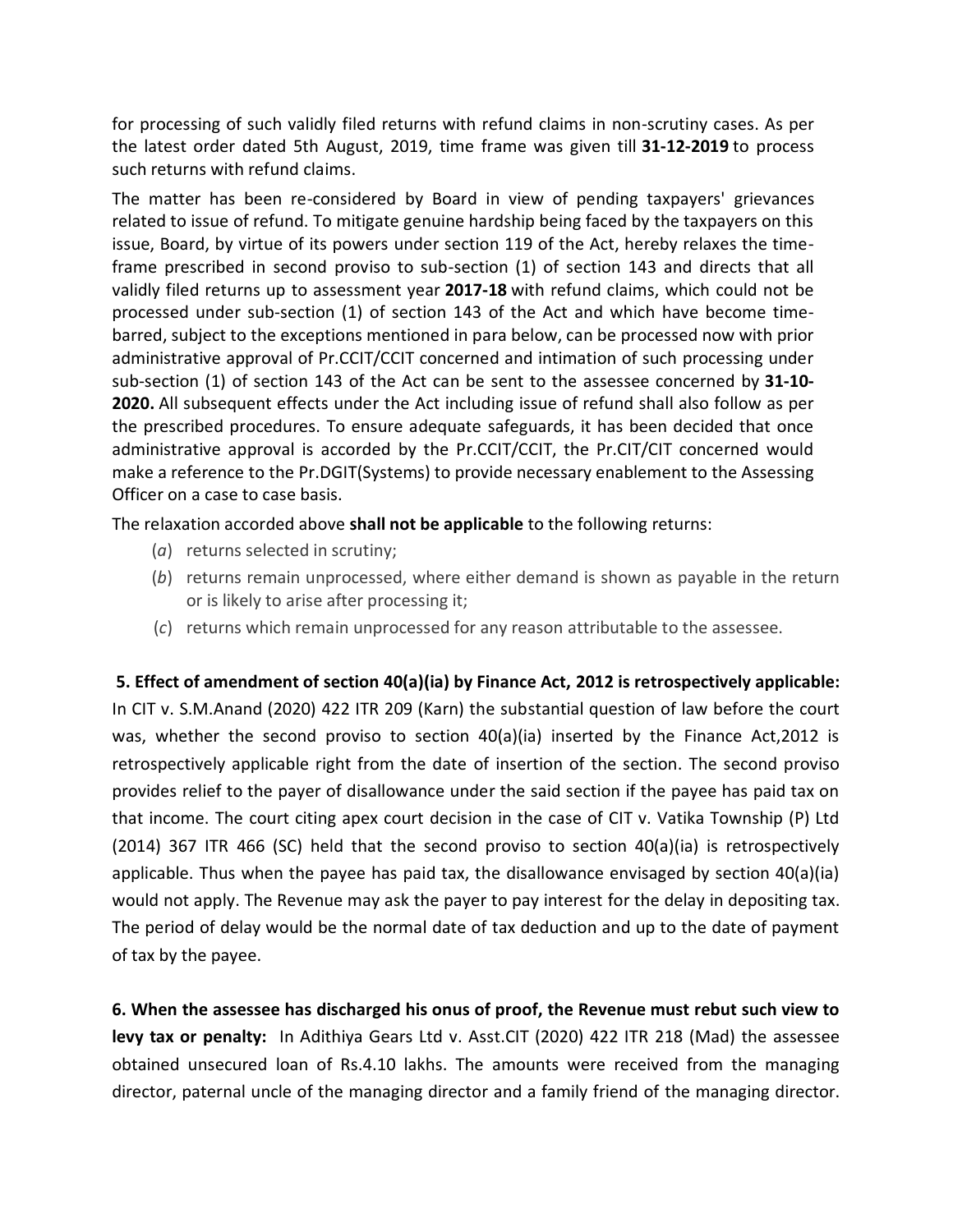for processing of such validly filed returns with refund claims in non-scrutiny cases. As per the latest order dated 5th August, 2019, time frame was given till **31-12-2019** to process such returns with refund claims.

The matter has been re-considered by Board in view of pending taxpayers' grievances related to issue of refund. To mitigate genuine hardship being faced by the taxpayers on this issue, Board, by virtue of its powers under section 119 of the Act, hereby relaxes the time-frame prescribed in second proviso to sub-section (1) of section 143 and directs that all validly filed returns up to assessment year **2017-18** with refund claims, which could not be processed under sub-section (1) of section 143 of the Act and which have become time-barred, subject to the exceptions mentioned in para below, can be processed now with prior administrative approval of Pr.CCIT/CCIT concerned and intimation of such processing under sub-section (1) of section 143 of the Act can be sent to the assessee concerned by **31-10-2020.** All subsequent effects under the Act including issue of refund shall also follow as per the prescribed procedures. To ensure adequate safeguards, it has been decided that once administrative approval is accorded by the Pr.CCIT/CCIT, the Pr.CIT/CIT concerned would make a reference to the Pr.DGIT(Systems) to provide necessary enablement to the Assessing Officer on a case to case basis.

The relaxation accorded above **shall not be applicable** to the following returns:

(*a*) returns selected in scrutiny;

(*b*) returns remain unprocessed, where either demand is shown as payable in the return or is likely to arise after processing it;

(*c*) returns which remain unprocessed for any reason attributable to the assessee.

**5. Effect of amendment of section 40(a)(ia) by Finance Act, 2012 is retrospectively applicable:** In CIT v. S.M.Anand (2020) 422 ITR 209 (Karn) the substantial question of law before the court was, whether the second proviso to section 40(a)(ia) inserted by the Finance Act,2012 is retrospectively applicable right from the date of insertion of the section. The second proviso provides relief to the payer of disallowance under the said section if the payee has paid tax on that income. The court citing apex court decision in the case of CIT v. Vatika Township (P) Ltd (2014) 367 ITR 466 (SC) held that the second proviso to section 40(a)(ia) is retrospectively applicable. Thus when the payee has paid tax, the disallowance envisaged by section 40(a)(ia) would not apply. The Revenue may ask the payer to pay interest for the delay in depositing tax. The period of delay would be the normal date of tax deduction and up to the date of payment of tax by the payee.

**6. When the assessee has discharged his onus of proof, the Revenue must rebut such view to levy tax or penalty:** In Adithiya Gears Ltd v. Asst.CIT (2020) 422 ITR 218 (Mad) the assessee obtained unsecured loan of Rs.4.10 lakhs. The amounts were received from the managing director, paternal uncle of the managing director and a family friend of the managing director.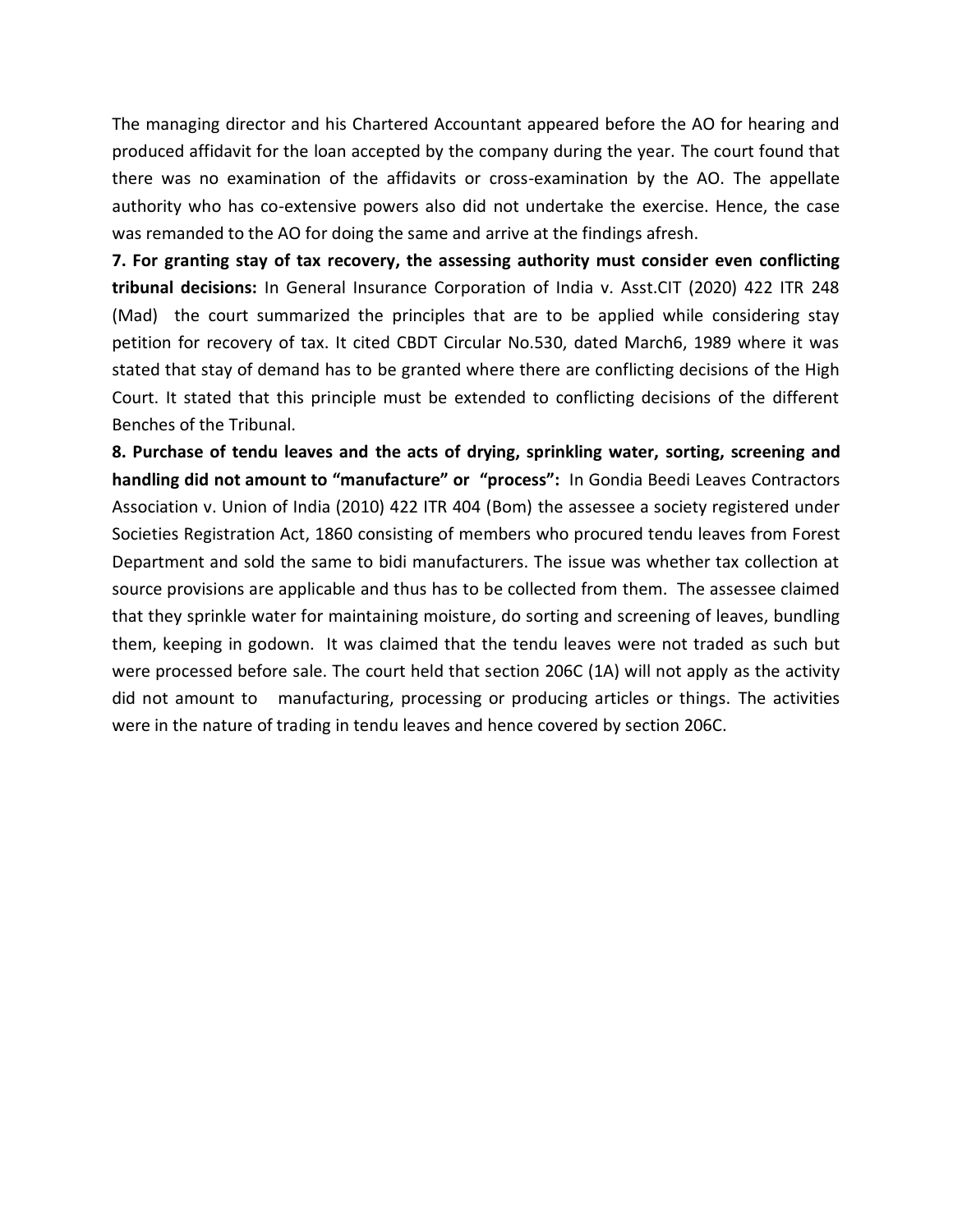The managing director and his Chartered Accountant appeared before the AO for hearing and produced affidavit for the loan accepted by the company during the year. The court found that there was no examination of the affidavits or cross-examination by the AO. The appellate authority who has co-extensive powers also did not undertake the exercise. Hence, the case was remanded to the AO for doing the same and arrive at the findings afresh.

**7. For granting stay of tax recovery, the assessing authority must consider even conflicting tribunal decisions:** In General Insurance Corporation of India v. Asst.CIT (2020) 422 ITR 248 (Mad) the court summarized the principles that are to be applied while considering stay petition for recovery of tax. It cited CBDT Circular No.530, dated March6, 1989 where it was stated that stay of demand has to be granted where there are conflicting decisions of the High Court. It stated that this principle must be extended to conflicting decisions of the different Benches of the Tribunal.

**8. Purchase of tendu leaves and the acts of drying, sprinkling water, sorting, screening and handling did not amount to "manufacture" or "process":** In Gondia Beedi Leaves Contractors Association v. Union of India (2010) 422 ITR 404 (Bom) the assessee a society registered under Societies Registration Act, 1860 consisting of members who procured tendu leaves from Forest Department and sold the same to bidi manufacturers. The issue was whether tax collection at source provisions are applicable and thus has to be collected from them. The assessee claimed that they sprinkle water for maintaining moisture, do sorting and screening of leaves, bundling them, keeping in godown. It was claimed that the tendu leaves were not traded as such but were processed before sale. The court held that section 206C (1A) will not apply as the activity did not amount to manufacturing, processing or producing articles or things. The activities were in the nature of trading in tendu leaves and hence covered by section 206C.